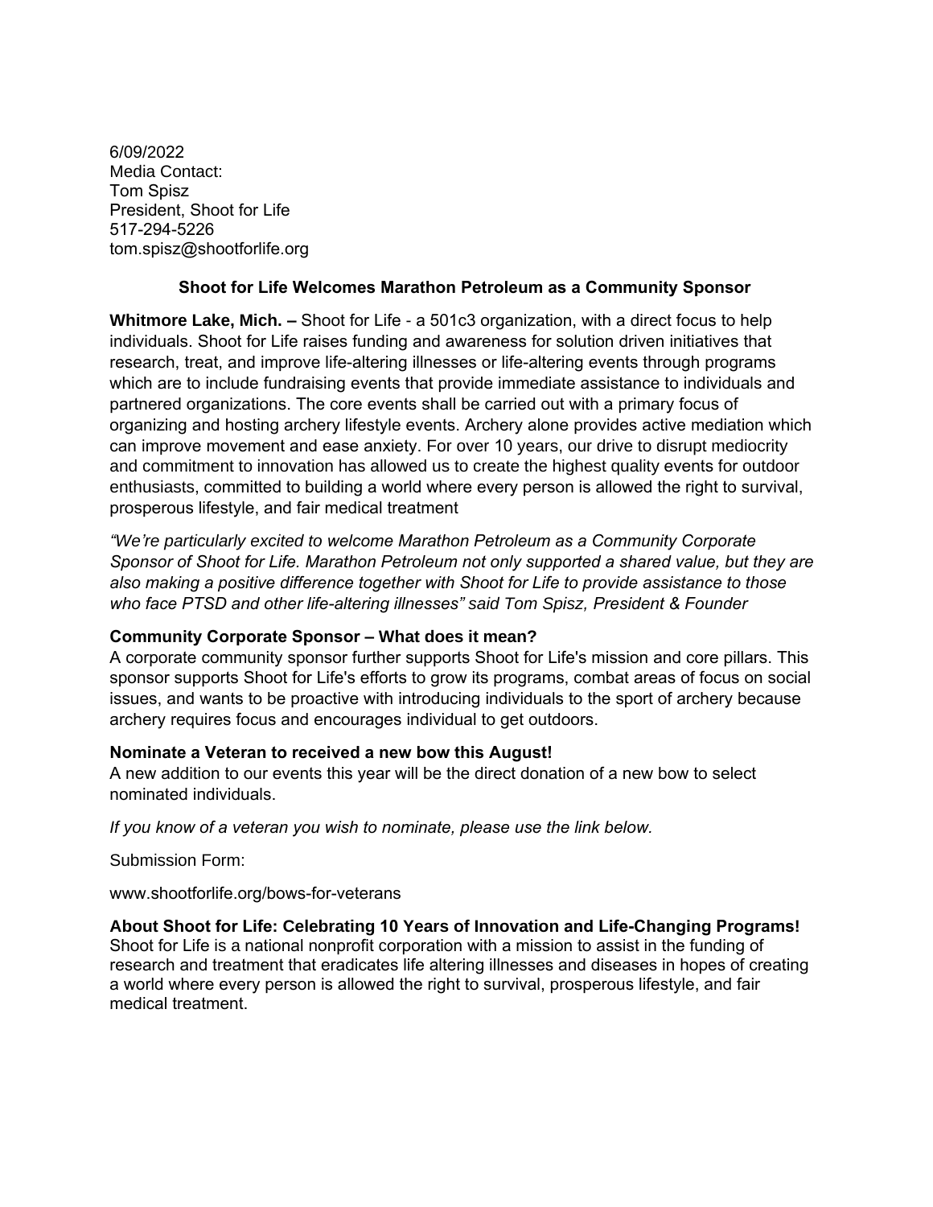6/09/2022
Media Contact:
Tom Spisz
President, Shoot for Life
517-294-5226
tom.spisz@shootforlife.org

# Shoot for Life Welcomes Marathon Petroleum as a Community Sponsor

**Whitmore Lake, Mich. –** Shoot for Life - a 501c3 organization, with a direct focus to help individuals. Shoot for Life raises funding and awareness for solution driven initiatives that research, treat, and improve life-altering illnesses or life-altering events through programs which are to include fundraising events that provide immediate assistance to individuals and partnered organizations. The core events shall be carried out with a primary focus of organizing and hosting archery lifestyle events. Archery alone provides active mediation which can improve movement and ease anxiety. For over 10 years, our drive to disrupt mediocrity and commitment to innovation has allowed us to create the highest quality events for outdoor enthusiasts, committed to building a world where every person is allowed the right to survival, prosperous lifestyle, and fair medical treatment

*"We're particularly excited to welcome Marathon Petroleum as a Community Corporate Sponsor of Shoot for Life. Marathon Petroleum not only supported a shared value, but they are also making a positive difference together with Shoot for Life to provide assistance to those who face PTSD and other life-altering illnesses" said Tom Spisz, President & Founder*

**Community Corporate Sponsor – What does it mean?**
A corporate community sponsor further supports Shoot for Life's mission and core pillars. This sponsor supports Shoot for Life's efforts to grow its programs, combat areas of focus on social issues, and wants to be proactive with introducing individuals to the sport of archery because archery requires focus and encourages individual to get outdoors.

**Nominate a Veteran to received a new bow this August!**
A new addition to our events this year will be the direct donation of a new bow to select nominated individuals.

*If you know of a veteran you wish to nominate, please use the link below.*

Submission Form:

www.shootforlife.org/bows-for-veterans

**About Shoot for Life: Celebrating 10 Years of Innovation and Life-Changing Programs!**
Shoot for Life is a national nonprofit corporation with a mission to assist in the funding of research and treatment that eradicates life altering illnesses and diseases in hopes of creating a world where every person is allowed the right to survival, prosperous lifestyle, and fair medical treatment.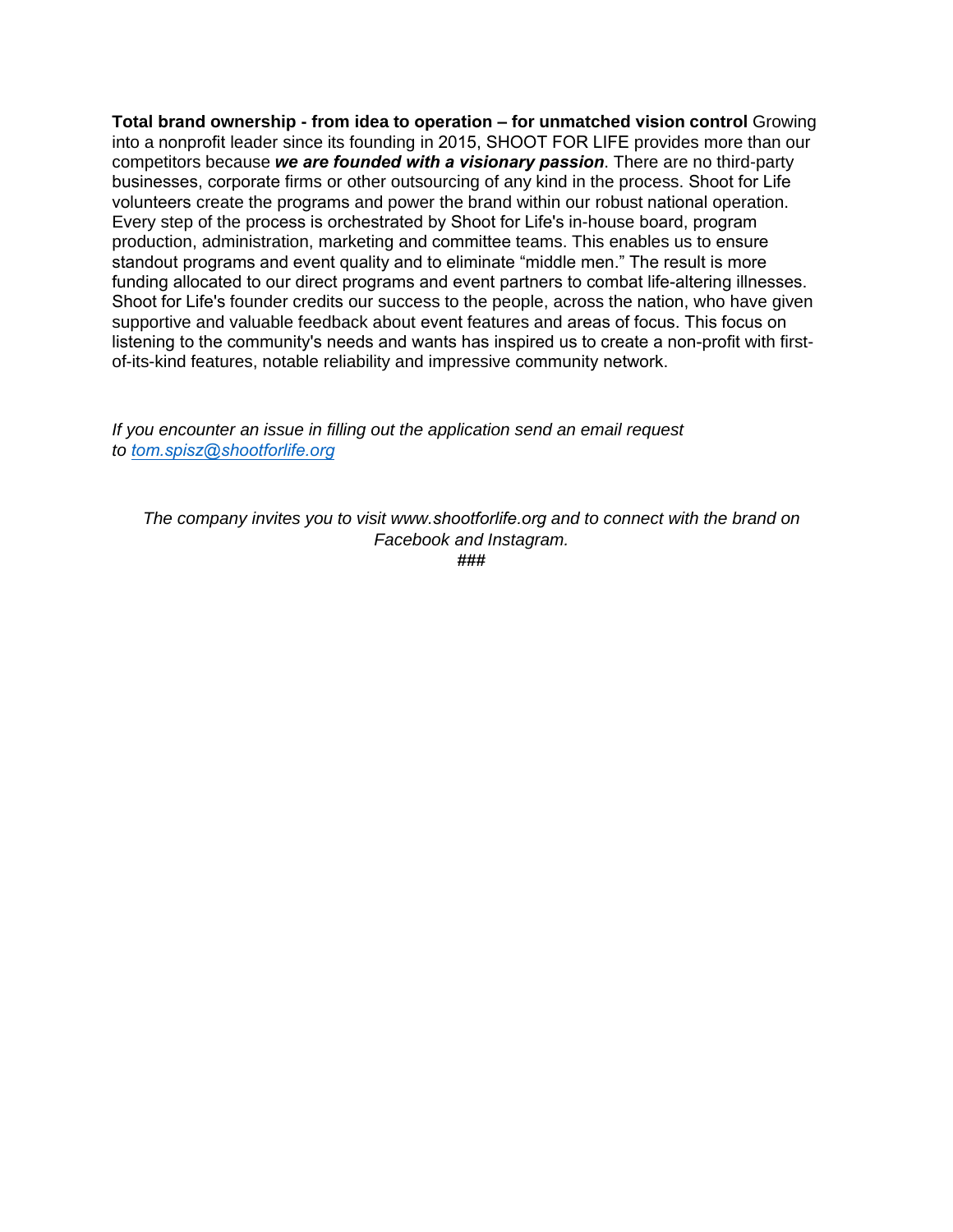**Total brand ownership - from idea to operation – for unmatched vision control** Growing into a nonprofit leader since its founding in 2015, SHOOT FOR LIFE provides more than our competitors because ***we are founded with a visionary passion***. There are no third-party businesses, corporate firms or other outsourcing of any kind in the process. Shoot for Life volunteers create the programs and power the brand within our robust national operation. Every step of the process is orchestrated by Shoot for Life's in-house board, program production, administration, marketing and committee teams. This enables us to ensure standout programs and event quality and to eliminate "middle men." The result is more funding allocated to our direct programs and event partners to combat life-altering illnesses. Shoot for Life's founder credits our success to the people, across the nation, who have given supportive and valuable feedback about event features and areas of focus. This focus on listening to the community's needs and wants has inspired us to create a non-profit with first-of-its-kind features, notable reliability and impressive community network.

*If you encounter an issue in filling out the application send an email request to [tom.spisz@shootforlife.org](mailto:tom.spisz@shootforlife.org)*

*The company invites you to visit www.shootforlife.org and to connect with the brand on Facebook and Instagram.*

###